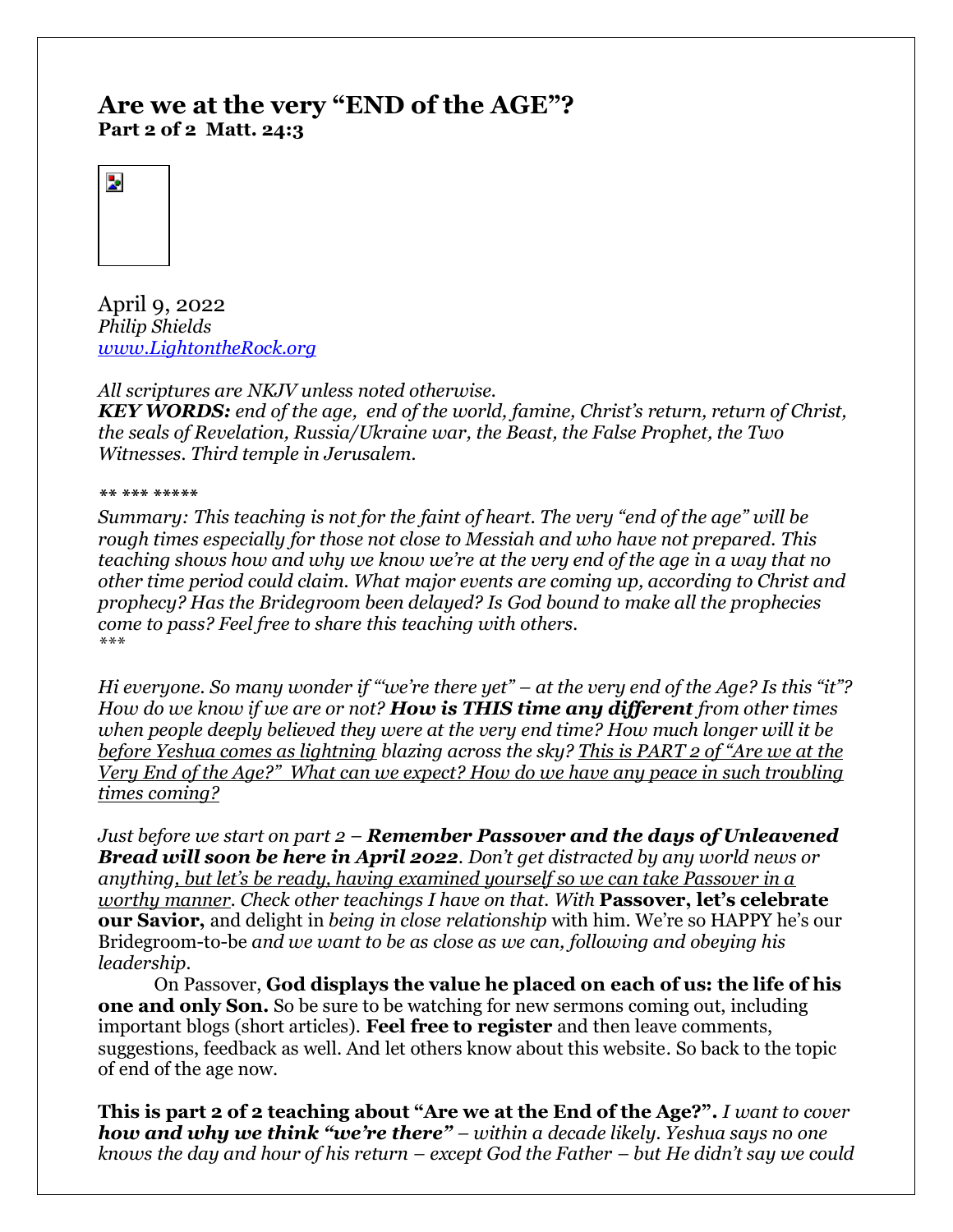# Are we at the very "END of the AGE"?

**Part 2 of 2 Matt. 24:3**

April 9, 2022
*Philip Shields*
*[www.LightontheRock.org](http://www.LightontheRock.org)*

*All scriptures are NKJV unless noted otherwise.*
***KEY WORDS:*** *end of the age, end of the world, famine, Christ's return, return of Christ, the seals of Revelation, Russia/Ukraine war, the Beast, the False Prophet, the Two Witnesses. Third temple in Jerusalem.*

*** *** ******

*Summary: This teaching is not for the faint of heart. The very "end of the age" will be rough times especially for those not close to Messiah and who have not prepared. This teaching shows how and why we know we're at the very end of the age in a way that no other time period could claim. What major events are coming up, according to Christ and prophecy? Has the Bridegroom been delayed? Is God bound to make all the prophecies come to pass? Feel free to share this teaching with others.*
****

*Hi everyone. So many wonder if "'we're there yet" – at the very end of the Age? Is this "it"? How do we know if we are or not?* ***How is THIS time any different*** *from other times when people deeply believed they were at the very end time? How much longer will it be* *<u>before Yeshua comes as lightning</u> blazing across the sky? <u>This is PART 2 of "Are we at the Very End of the Age?" What can we expect? How do we have any peace in such troubling times coming?</u>*

*Just before we start on part 2 –* ***Remember Passover and the days of Unleavened Bread will soon be here in April 2022****. Don't get distracted by any world news or anything<u>, but let's be ready, having examined yourself so we can take Passover in a worthy manner</u>. Check other teachings I have on that. With* **Passover, let's celebrate our Savior,** and delight in *being in close relationship* with him. We're so HAPPY he's our Bridegroom-to-be *and we want to be as close as we can, following and obeying his leadership.*

On Passover, **God displays the value he placed on each of us: the life of his one and only Son.** So be sure to be watching for new sermons coming out, including important blogs (short articles). **Feel free to register** and then leave comments, suggestions, feedback as well. And let others know about this website. So back to the topic of end of the age now.

**This is part 2 of 2 teaching about "Are we at the End of the Age?".** *I want to cover* ***how and why we think "we're there"*** *– within a decade likely. Yeshua says no one knows the day and hour of his return – except God the Father – but He didn't say we could*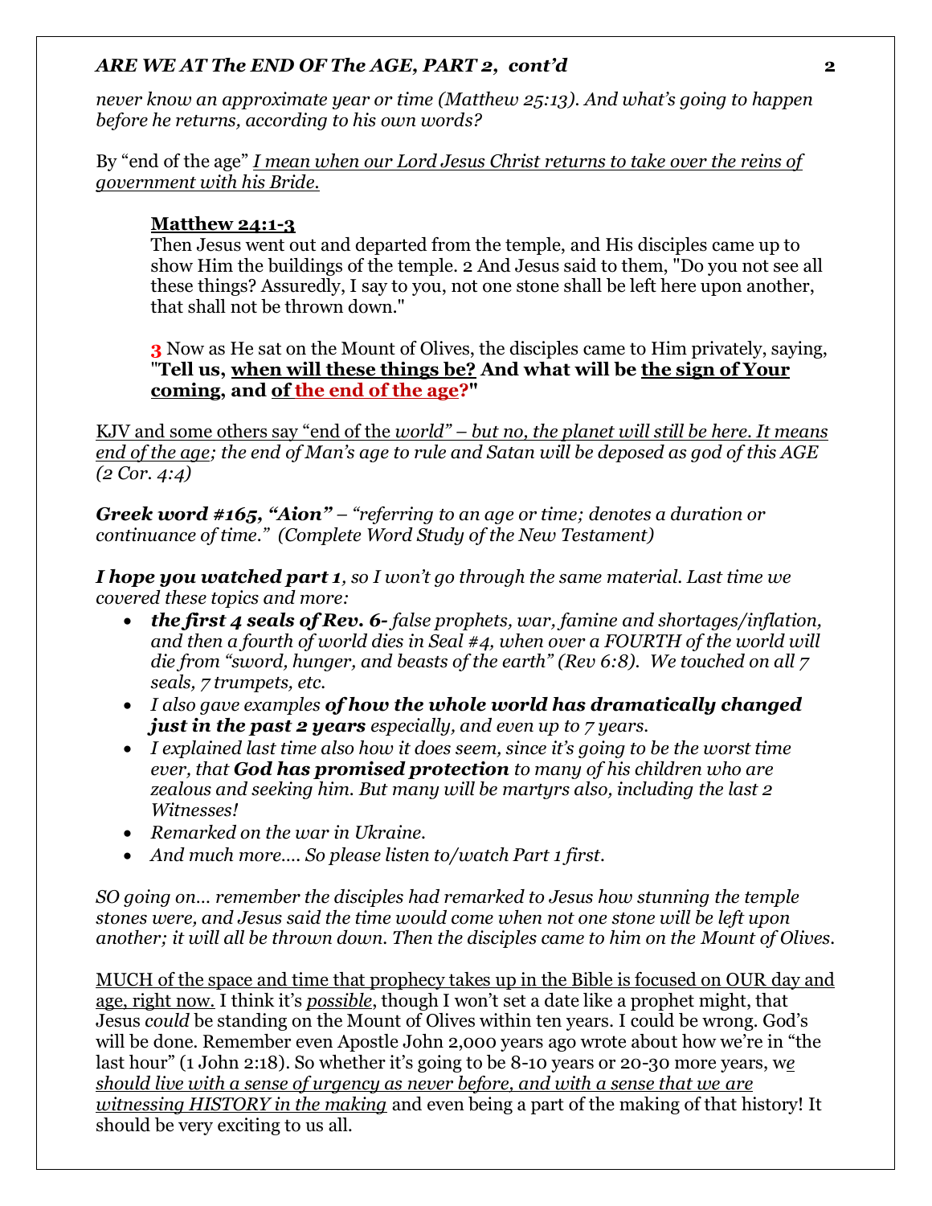*never know an approximate year or time (Matthew 25:13). And what's going to happen before he returns, according to his own words?*

By "end of the age" *I mean when our Lord Jesus Christ returns to take over the reins of government with his Bride.*

> **Matthew 24:1-3**
> Then Jesus went out and departed from the temple, and His disciples came up to show Him the buildings of the temple. 2 And Jesus said to them, "Do you not see all these things? Assuredly, I say to you, not one stone shall be left here upon another, that shall not be thrown down."
>
> **3** Now as He sat on the Mount of Olives, the disciples came to Him privately, saying, "**Tell us, when will these things be? And what will be the sign of Your coming, and of the end of the age?**"

KJV and some others say "end of the *world" – but no, the planet will still be here. It means end of the age; the end of Man's age to rule and Satan will be deposed as god of this AGE (2 Cor. 4:4)*

***Greek word #165, "Aion"*** *– "referring to an age or time; denotes a duration or continuance of time." (Complete Word Study of the New Testament)*

***I hope you watched part 1****, so I won't go through the same material. Last time we covered these topics and more:*

- ***the first 4 seals of Rev. 6-*** *false prophets, war, famine and shortages/inflation, and then a fourth of world dies in Seal #4, when over a FOURTH of the world will die from "sword, hunger, and beasts of the earth" (Rev 6:8). We touched on all 7 seals, 7 trumpets, etc.*
- *I also gave examples* ***of how the whole world has dramatically changed just in the past 2 years*** *especially, and even up to 7 years.*
- *I explained last time also how it does seem, since it's going to be the worst time ever, that* ***God has promised protection*** *to many of his children who are zealous and seeking him. But many will be martyrs also, including the last 2 Witnesses!*
- *Remarked on the war in Ukraine.*
- *And much more…. So please listen to/watch Part 1 first.*

*SO going on… remember the disciples had remarked to Jesus how stunning the temple stones were, and Jesus said the time would come when not one stone will be left upon another; it will all be thrown down. Then the disciples came to him on the Mount of Olives.*

MUCH of the space and time that prophecy takes up in the Bible is focused on OUR day and age, right now. I think it's *possible*, though I won't set a date like a prophet might, that Jesus *could* be standing on the Mount of Olives within ten years. I could be wrong. God's will be done. Remember even Apostle John 2,000 years ago wrote about how we're in "the last hour" (1 John 2:18). So whether it's going to be 8-10 years or 20-30 more years, w*e should live with a sense of urgency as never before, and with a sense that we are witnessing HISTORY in the making* and even being a part of the making of that history! It should be very exciting to us all.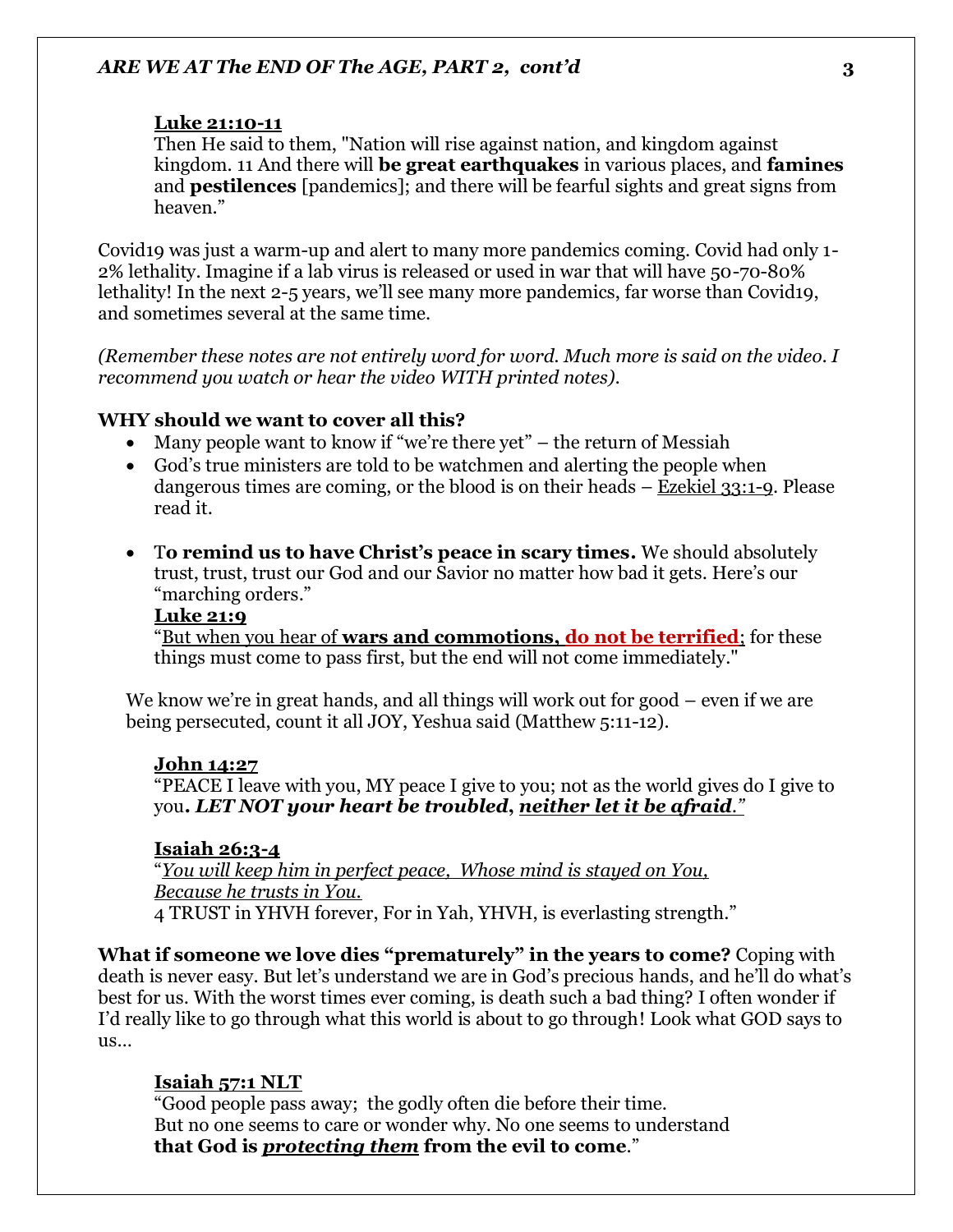**Luke 21:10-11**

Then He said to them, "Nation will rise against nation, and kingdom against kingdom. 11 And there will **be great earthquakes** in various places, and **famines** and **pestilences** [pandemics]; and there will be fearful sights and great signs from heaven."

Covid19 was just a warm-up and alert to many more pandemics coming. Covid had only 1-2% lethality. Imagine if a lab virus is released or used in war that will have 50-70-80% lethality! In the next 2-5 years, we'll see many more pandemics, far worse than Covid19, and sometimes several at the same time.

*(Remember these notes are not entirely word for word. Much more is said on the video. I recommend you watch or hear the video WITH printed notes).*

**WHY should we want to cover all this?**

- Many people want to know if "we're there yet" – the return of Messiah
- God's true ministers are told to be watchmen and alerting the people when dangerous times are coming, or the blood is on their heads – Ezekiel 33:1-9. Please read it.
- T**o remind us to have Christ's peace in scary times.** We should absolutely trust, trust, trust our God and our Savior no matter how bad it gets. Here's our "marching orders."

  **Luke 21:9**

  "But when you hear of **wars and commotions, do not be terrified**; for these things must come to pass first, but the end will not come immediately."

We know we're in great hands, and all things will work out for good – even if we are being persecuted, count it all JOY, Yeshua said (Matthew 5:11-12).

**John 14:27**

"PEACE I leave with you, MY peace I give to you; not as the world gives do I give to you**. *LET NOT your heart be troubled, neither let it be afraid.*"**

**Isaiah 26:3-4**

"*You will keep him in perfect peace, Whose mind is stayed on You,*
*Because he trusts in You.*
4 TRUST in YHVH forever, For in Yah, YHVH, is everlasting strength."

**What if someone we love dies "prematurely" in the years to come?** Coping with death is never easy. But let's understand we are in God's precious hands, and he'll do what's best for us. With the worst times ever coming, is death such a bad thing? I often wonder if I'd really like to go through what this world is about to go through! Look what GOD says to us…

**Isaiah 57:1 NLT**

"Good people pass away; the godly often die before their time.
But no one seems to care or wonder why. No one seems to understand
**that God is *protecting them* from the evil to come**."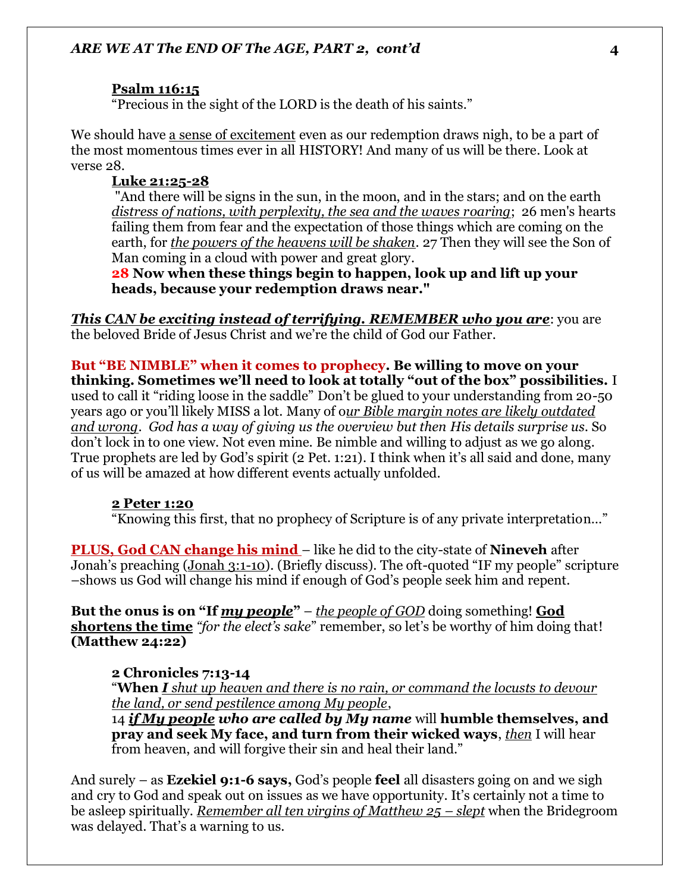**<u>Psalm 116:15</u>**
"Precious in the sight of the LORD is the death of his saints."

We should have <u>a sense of excitement</u> even as our redemption draws nigh, to be a part of the most momentous times ever in all HISTORY! And many of us will be there. Look at verse 28.

**<u>Luke 21:25-28</u>**
"And there will be signs in the sun, in the moon, and in the stars; and on the earth *<u>distress of nations, with perplexity, the sea and the waves roaring</u>*; 26 men's hearts failing them from fear and the expectation of those things which are coming on the earth, for *<u>the powers of the heavens will be shaken</u>*. 27 Then they will see the Son of Man coming in a cloud with power and great glory.
**28 Now when these things begin to happen, look up and lift up your heads, because your redemption draws near."**

***<u>This CAN be exciting instead of terrifying. REMEMBER who you are</u>***: you are the beloved Bride of Jesus Christ and we're the child of God our Father.

**But "BE NIMBLE" when it comes to prophecy. Be willing to move on your thinking. Sometimes we'll need to look at totally "out of the box" possibilities.** I used to call it "riding loose in the saddle" Don't be glued to your understanding from 20-50 years ago or you'll likely MISS a lot. Many of o*<u>ur Bible margin notes are likely outdated and wrong</u>*. *God has a way of giving us the overview but then His details surprise us.* So don't lock in to one view. Not even mine. Be nimble and willing to adjust as we go along. True prophets are led by God's spirit (2 Pet. 1:21). I think when it's all said and done, many of us will be amazed at how different events actually unfolded.

**<u>2 Peter 1:20</u>**
"Knowing this first, that no prophecy of Scripture is of any private interpretation…"

**<u>PLUS, God CAN change his mind</u>** – like he did to the city-state of **Nineveh** after Jonah's preaching (<u>Jonah 3:1-10</u>). (Briefly discuss). The oft-quoted "IF my people" scripture –shows us God will change his mind if enough of God's people seek him and repent.

**But the onus is on "If *<u>my people</u>*"** – *<u>the people of GOD</u>* doing something! **<u>God shortens the time</u>** *"for the elect's sake"* remember, so let's be worthy of him doing that! **(Matthew 24:22)**

**2 Chronicles 7:13-14**
"**When** *<u>**I** shut up heaven and there is no rain, or command the locusts to devour the land, or send pestilence among My people</u>*,
14 ***<u>if My people</u> who are called by My name*** will **humble themselves, and pray and seek My face, and turn from their wicked ways**, *<u>then</u>* I will hear from heaven, and will forgive their sin and heal their land."

And surely – as **Ezekiel 9:1-6 says,** God's people **feel** all disasters going on and we sigh and cry to God and speak out on issues as we have opportunity. It's certainly not a time to be asleep spiritually. *<u>Remember all ten virgins of Matthew 25 – slept</u>* when the Bridegroom was delayed. That's a warning to us.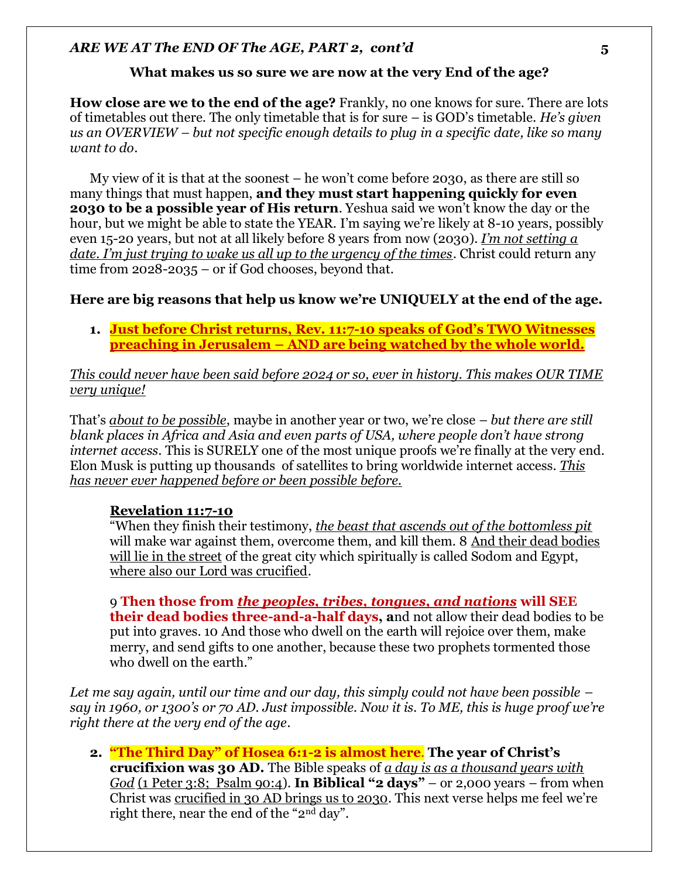**What makes us so sure we are now at the very End of the age?**

**How close are we to the end of the age?** Frankly, no one knows for sure. There are lots of timetables out there. The only timetable that is for sure – is GOD's timetable. *He's given us an OVERVIEW – but not specific enough details to plug in a specific date, like so many want to do.*

My view of it is that at the soonest – he won't come before 2030, as there are still so many things that must happen, **and they must start happening quickly for even 2030 to be a possible year of His return**. Yeshua said we won't know the day or the hour, but we might be able to state the YEAR. I'm saying we're likely at 8-10 years, possibly even 15-20 years, but not at all likely before 8 years from now (2030). ***I'm not setting a date. I'm just trying to wake us all up to the urgency of the times***. Christ could return any time from 2028-2035 – or if God chooses, beyond that.

**Here are big reasons that help us know we're UNIQUELY at the end of the age.**

1. **Just before Christ returns, Rev. 11:7-10 speaks of God's TWO Witnesses preaching in Jerusalem – AND are being watched by the whole world.**

*This could never have been said before 2024 or so, ever in history. This makes OUR TIME very unique!*

That's *about to be possible*, maybe in another year or two, we're close – *but there are still blank places in Africa and Asia and even parts of USA, where people don't have strong internet access*. This is SURELY one of the most unique proofs we're finally at the very end. Elon Musk is putting up thousands of satellites to bring worldwide internet access. *This has never ever happened before or been possible before.*

> **Revelation 11:7-10**
> "When they finish their testimony, *the beast that ascends out of the bottomless pit* will make war against them, overcome them, and kill them. 8 And their dead bodies will lie in the street of the great city which spiritually is called Sodom and Egypt, where also our Lord was crucified.
>
> 9 **Then those from *the peoples, tribes, tongues, and nations* will SEE their dead bodies three-and-a-half days, a**nd not allow their dead bodies to be put into graves. 10 And those who dwell on the earth will rejoice over them, make merry, and send gifts to one another, because these two prophets tormented those who dwell on the earth."

*Let me say again, until our time and our day, this simply could not have been possible – say in 1960, or 1300's or 70 AD. Just impossible. Now it is. To ME, this is huge proof we're right there at the very end of the age.*

2. **"The Third Day" of Hosea 6:1-2 is almost here. The year of Christ's crucifixion was 30 AD.** The Bible speaks of *a day is as a thousand years with God* (1 Peter 3:8; Psalm 90:4). **In Biblical "2 days"** – or 2,000 years – from when Christ was crucified in 30 AD brings us to 2030. This next verse helps me feel we're right there, near the end of the "2nd day".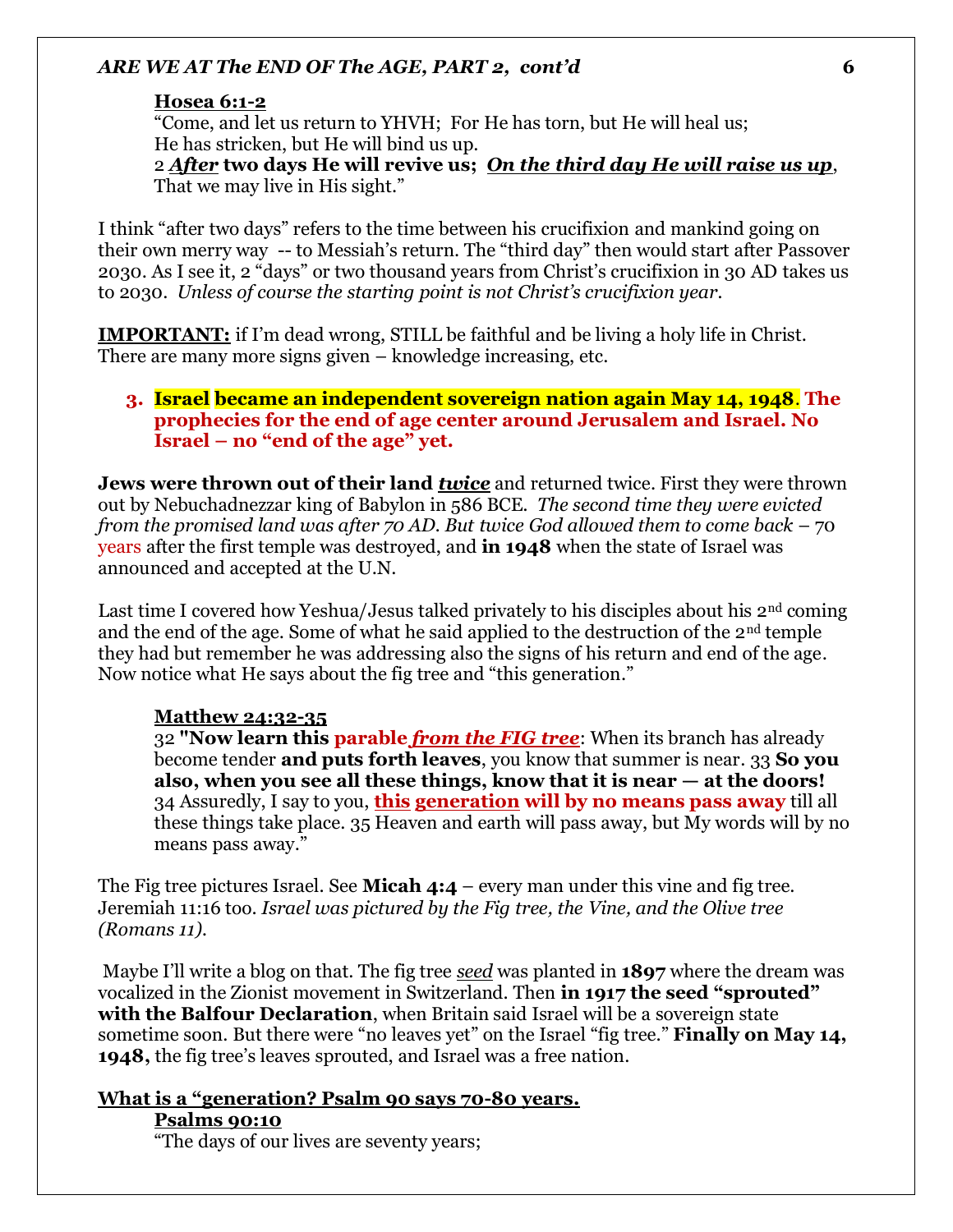**Hosea 6:1-2**
"Come, and let us return to YHVH; For He has torn, but He will heal us;
He has stricken, but He will bind us up.
2 ***After* two days He will revive us;** ***On the third day He will raise us up***,
That we may live in His sight."

I think "after two days" refers to the time between his crucifixion and mankind going on their own merry way -- to Messiah's return. The "third day" then would start after Passover 2030. As I see it, 2 "days" or two thousand years from Christ's crucifixion in 30 AD takes us to 2030. *Unless of course the starting point is not Christ's crucifixion year.*

**IMPORTANT:** if I'm dead wrong, STILL be faithful and be living a holy life in Christ. There are many more signs given – knowledge increasing, etc.

3. **Israel became an independent sovereign nation again May 14, 1948. The prophecies for the end of age center around Jerusalem and Israel. No Israel – no "end of the age" yet.**

**Jews were thrown out of their land *twice*** and returned twice. First they were thrown out by Nebuchadnezzar king of Babylon in 586 BCE. *The second time they were evicted from the promised land was after 70 AD. But twice God allowed them to come back* – 70 years after the first temple was destroyed, and **in 1948** when the state of Israel was announced and accepted at the U.N.

Last time I covered how Yeshua/Jesus talked privately to his disciples about his 2nd coming and the end of the age. Some of what he said applied to the destruction of the 2nd temple they had but remember he was addressing also the signs of his return and end of the age. Now notice what He says about the fig tree and "this generation."

**Matthew 24:32-35**
32 **"Now learn this parable *from the FIG tree***: When its branch has already become tender **and puts forth leaves**, you know that summer is near. 33 **So you also, when you see all these things, know that it is near — at the doors!** 34 Assuredly, I say to you, **this generation will by no means pass away** till all these things take place. 35 Heaven and earth will pass away, but My words will by no means pass away."

The Fig tree pictures Israel. See **Micah 4:4** – every man under this vine and fig tree. Jeremiah 11:16 too. *Israel was pictured by the Fig tree, the Vine, and the Olive tree (Romans 11).*

Maybe I'll write a blog on that. The fig tree *seed* was planted in **1897** where the dream was vocalized in the Zionist movement in Switzerland. Then **in 1917 the seed "sprouted" with the Balfour Declaration**, when Britain said Israel will be a sovereign state sometime soon. But there were "no leaves yet" on the Israel "fig tree." **Finally on May 14, 1948,** the fig tree's leaves sprouted, and Israel was a free nation.

**What is a "generation? Psalm 90 says 70-80 years.**

**Psalms 90:10**
"The days of our lives are seventy years;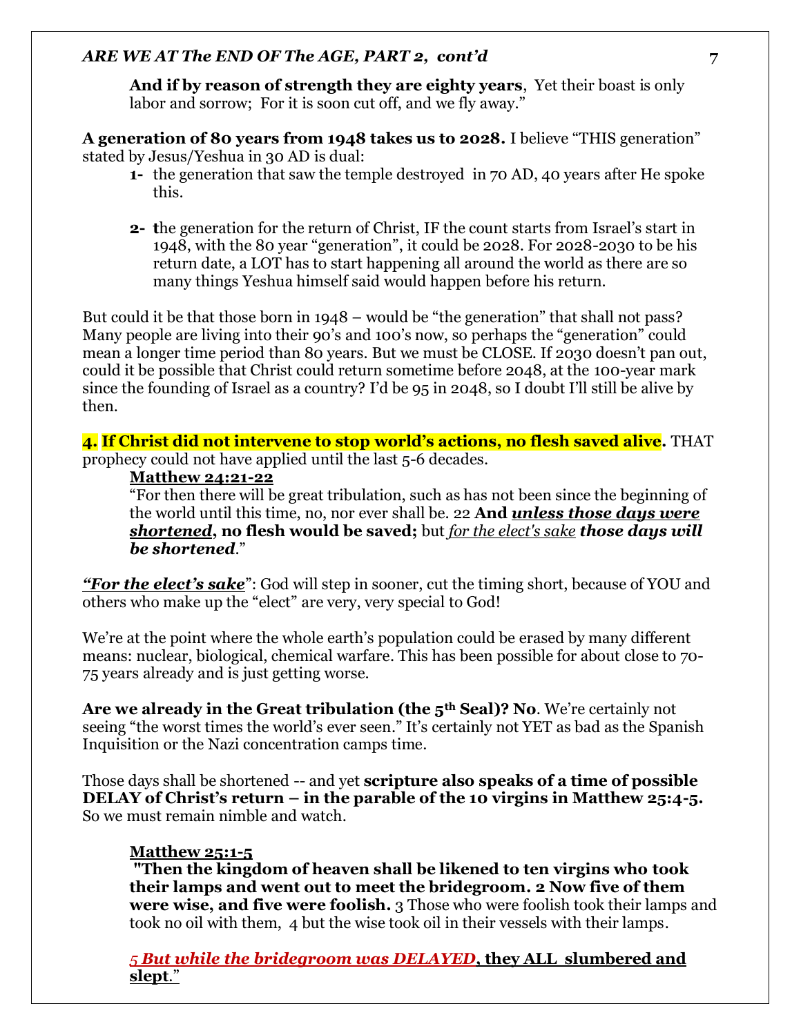**And if by reason of strength they are eighty years**, Yet their boast is only labor and sorrow; For it is soon cut off, and we fly away."

**A generation of 80 years from 1948 takes us to 2028.** I believe "THIS generation" stated by Jesus/Yeshua in 30 AD is dual:

1. the generation that saw the temple destroyed in 70 AD, 40 years after He spoke this.

2. the generation for the return of Christ, IF the count starts from Israel's start in 1948, with the 80 year "generation", it could be 2028. For 2028-2030 to be his return date, a LOT has to start happening all around the world as there are so many things Yeshua himself said would happen before his return.

But could it be that those born in 1948 – would be "the generation" that shall not pass? Many people are living into their 90's and 100's now, so perhaps the "generation" could mean a longer time period than 80 years. But we must be CLOSE. If 2030 doesn't pan out, could it be possible that Christ could return sometime before 2048, at the 100-year mark since the founding of Israel as a country? I'd be 95 in 2048, so I doubt I'll still be alive by then.

**4. If Christ did not intervene to stop world's actions, no flesh saved alive.** THAT prophecy could not have applied until the last 5-6 decades.

**Matthew 24:21-22**
"For then there will be great tribulation, such as has not been since the beginning of the world until this time, no, nor ever shall be. 22 **And *unless those days were shortened*, no flesh would be saved;** but *for the elect's sake* ***those days will be shortened***."

***"For the elect's sake"***: God will step in sooner, cut the timing short, because of YOU and others who make up the "elect" are very, very special to God!

We're at the point where the whole earth's population could be erased by many different means: nuclear, biological, chemical warfare. This has been possible for about close to 70-75 years already and is just getting worse.

**Are we already in the Great tribulation (the 5th Seal)? No**. We're certainly not seeing "the worst times the world's ever seen." It's certainly not YET as bad as the Spanish Inquisition or the Nazi concentration camps time.

Those days shall be shortened -- and yet **scripture also speaks of a time of possible DELAY of Christ's return – in the parable of the 10 virgins in Matthew 25:4-5.** So we must remain nimble and watch.

**Matthew 25:1-5**
**"Then the kingdom of heaven shall be likened to ten virgins who took their lamps and went out to meet the bridegroom. 2 Now five of them were wise, and five were foolish.** 3 Those who were foolish took their lamps and took no oil with them, 4 but the wise took oil in their vessels with their lamps.

*5 **But while the bridegroom was DELAYED***, **they ALL slumbered and slept**."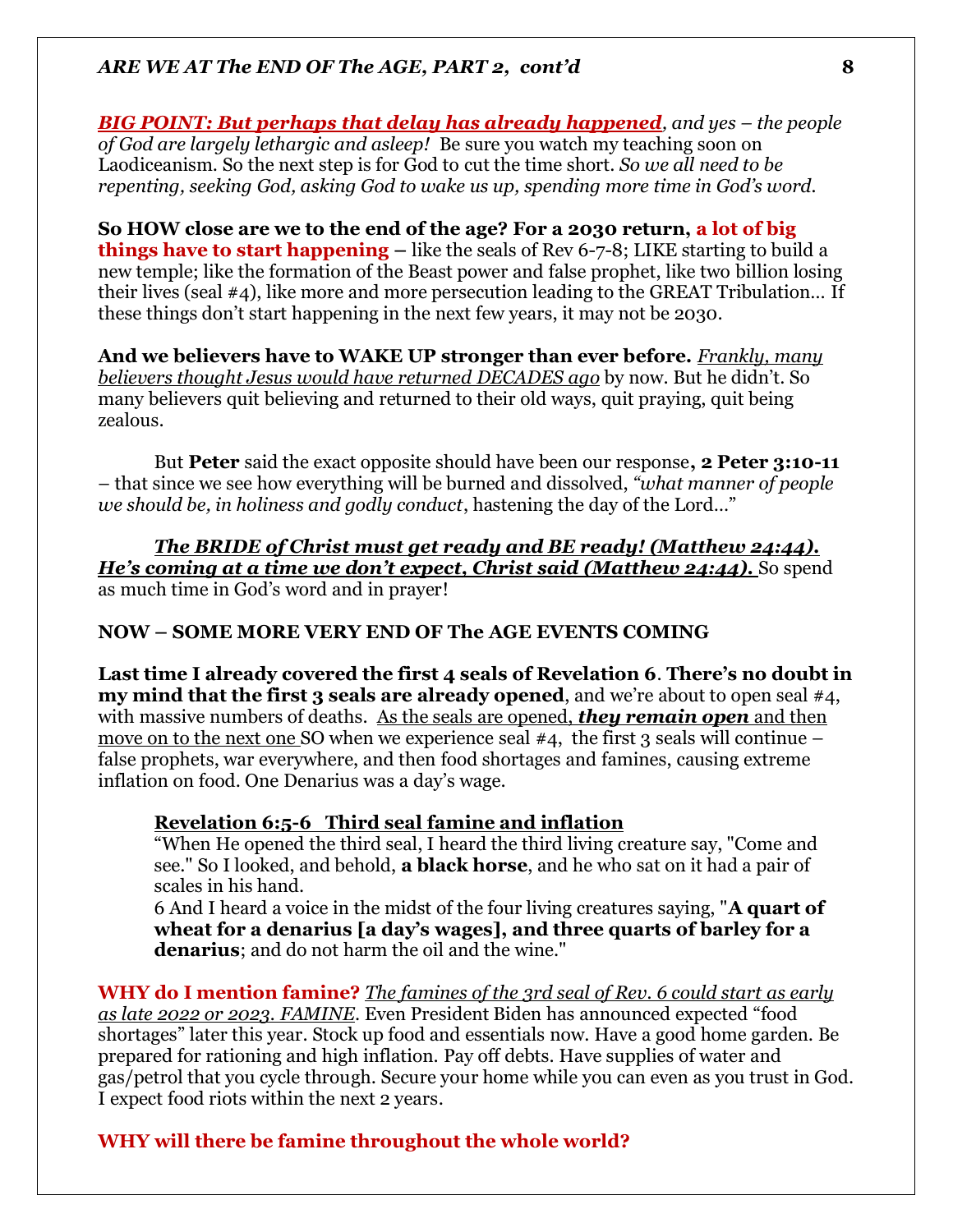***BIG POINT: But perhaps that delay has already happened**, and yes – the people of God are largely lethargic and asleep!* Be sure you watch my teaching soon on Laodiceanism. So the next step is for God to cut the time short. *So we all need to be repenting, seeking God, asking God to wake us up, spending more time in God's word.*

**So HOW close are we to the end of the age? For a 2030 return, a lot of big things have to start happening** – like the seals of Rev 6-7-8; LIKE starting to build a new temple; like the formation of the Beast power and false prophet, like two billion losing their lives (seal #4), like more and more persecution leading to the GREAT Tribulation… If these things don't start happening in the next few years, it may not be 2030.

**And we believers have to WAKE UP stronger than ever before.** *Frankly, many believers thought Jesus would have returned DECADES ago* by now. But he didn't. So many believers quit believing and returned to their old ways, quit praying, quit being zealous.

But **Peter** said the exact opposite should have been our response**, 2 Peter 3:10-11** – that since we see how everything will be burned and dissolved, *"what manner of people we should be, in holiness and godly conduct*, hastening the day of the Lord…"

***The BRIDE of Christ must get ready and BE ready! (Matthew 24:44). He's coming at a time we don't expect, Christ said (Matthew 24:44).*** So spend as much time in God's word and in prayer!

**NOW – SOME MORE VERY END OF The AGE EVENTS COMING**

**Last time I already covered the first 4 seals of Revelation 6**. **There's no doubt in my mind that the first 3 seals are already opened**, and we're about to open seal #4, with massive numbers of deaths. As the seals are opened, ***they remain open*** and then move on to the next one SO when we experience seal #4, the first 3 seals will continue – false prophets, war everywhere, and then food shortages and famines, causing extreme inflation on food. One Denarius was a day's wage.

> **Revelation 6:5-6 Third seal famine and inflation**
>
> "When He opened the third seal, I heard the third living creature say, "Come and see." So I looked, and behold, **a black horse**, and he who sat on it had a pair of scales in his hand.
>
> 6 And I heard a voice in the midst of the four living creatures saying, "**A quart of wheat for a denarius [a day's wages], and three quarts of barley for a denarius**; and do not harm the oil and the wine."

**WHY do I mention famine?** *The famines of the 3rd seal of Rev. 6 could start as early as late 2022 or 2023. FAMINE*. Even President Biden has announced expected "food shortages" later this year. Stock up food and essentials now. Have a good home garden. Be prepared for rationing and high inflation. Pay off debts. Have supplies of water and gas/petrol that you cycle through. Secure your home while you can even as you trust in God. I expect food riots within the next 2 years.

**WHY will there be famine throughout the whole world?**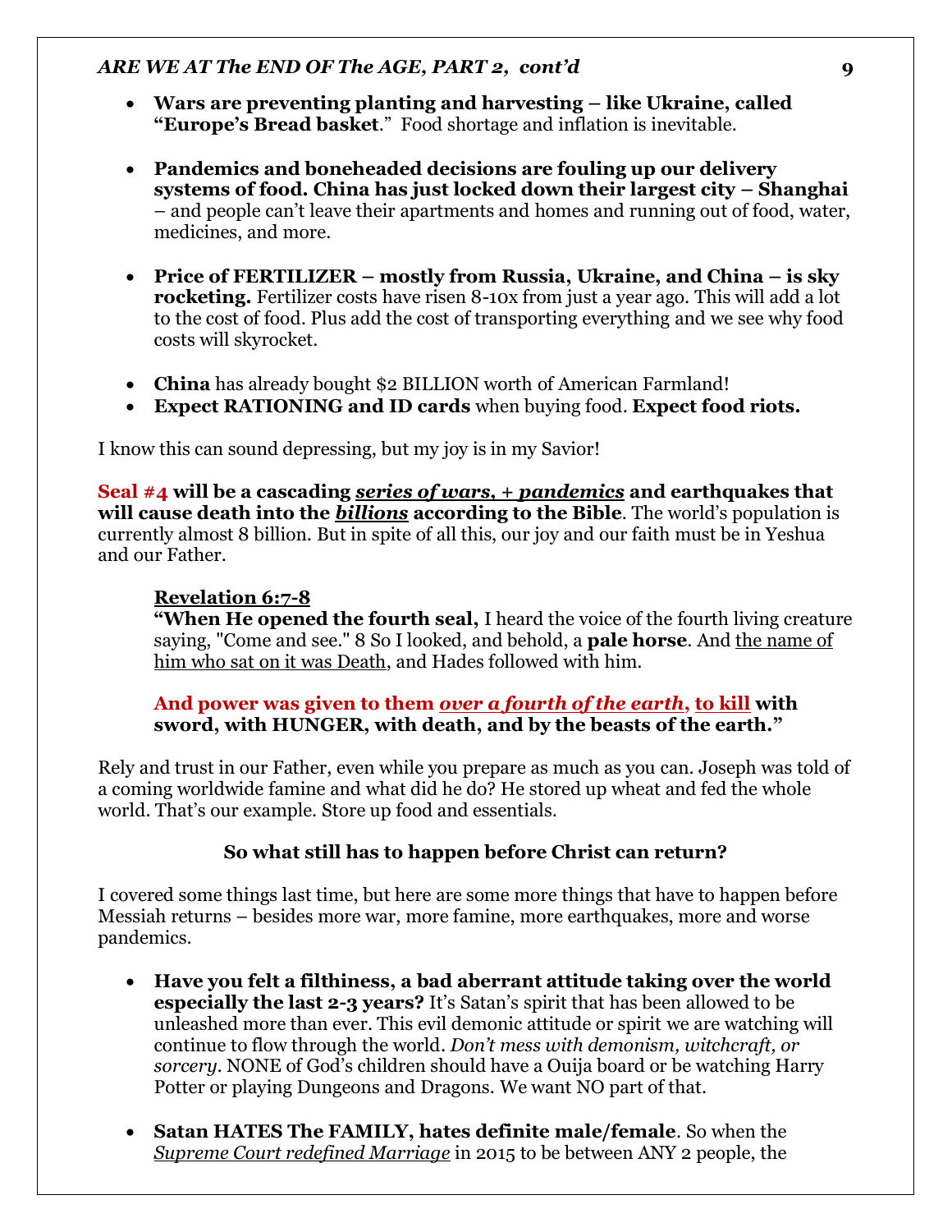- **Wars are preventing planting and harvesting – like Ukraine, called "Europe's Bread basket**." Food shortage and inflation is inevitable.

- **Pandemics and boneheaded decisions are fouling up our delivery systems of food. China has just locked down their largest city – Shanghai** – and people can't leave their apartments and homes and running out of food, water, medicines, and more.

- **Price of FERTILIZER – mostly from Russia, Ukraine, and China – is sky rocketing.** Fertilizer costs have risen 8-10x from just a year ago. This will add a lot to the cost of food. Plus add the cost of transporting everything and we see why food costs will skyrocket.

- **China** has already bought $2 BILLION worth of American Farmland!
- **Expect RATIONING and ID cards** when buying food. **Expect food riots.**

I know this can sound depressing, but my joy is in my Savior!

**Seal #4 will be a cascading** ***<u>series of wars</u>*****, +** ***<u>pandemics</u>*** **and earthquakes that will cause death into the** ***<u>billions</u>*** **according to the Bible**. The world's population is currently almost 8 billion. But in spite of all this, our joy and our faith must be in Yeshua and our Father.

> **<u>Revelation 6:7-8</u>**
> **"When He opened the fourth seal,** I heard the voice of the fourth living creature saying, "Come and see." 8 So I looked, and behold, a **pale horse**. And <u>the name of him who sat on it was Death</u>, and Hades followed with him.
>
> **And power was given to them** ***<u>over a fourth of the earth</u>*****, <u>to kill</u> with sword, with HUNGER, with death, and by the beasts of the earth."**

Rely and trust in our Father, even while you prepare as much as you can. Joseph was told of a coming worldwide famine and what did he do? He stored up wheat and fed the whole world. That's our example. Store up food and essentials.

**So what still has to happen before Christ can return?**

I covered some things last time, but here are some more things that have to happen before Messiah returns – besides more war, more famine, more earthquakes, more and worse pandemics.

- **Have you felt a filthiness, a bad aberrant attitude taking over the world especially the last 2-3 years?** It's Satan's spirit that has been allowed to be unleashed more than ever. This evil demonic attitude or spirit we are watching will continue to flow through the world. *Don't mess with demonism, witchcraft, or sorcery.* NONE of God's children should have a Ouija board or be watching Harry Potter or playing Dungeons and Dragons. We want NO part of that.

- **Satan HATES The FAMILY, hates definite male/female**. So when the *<u>Supreme Court redefined Marriage</u>* in 2015 to be between ANY 2 people, the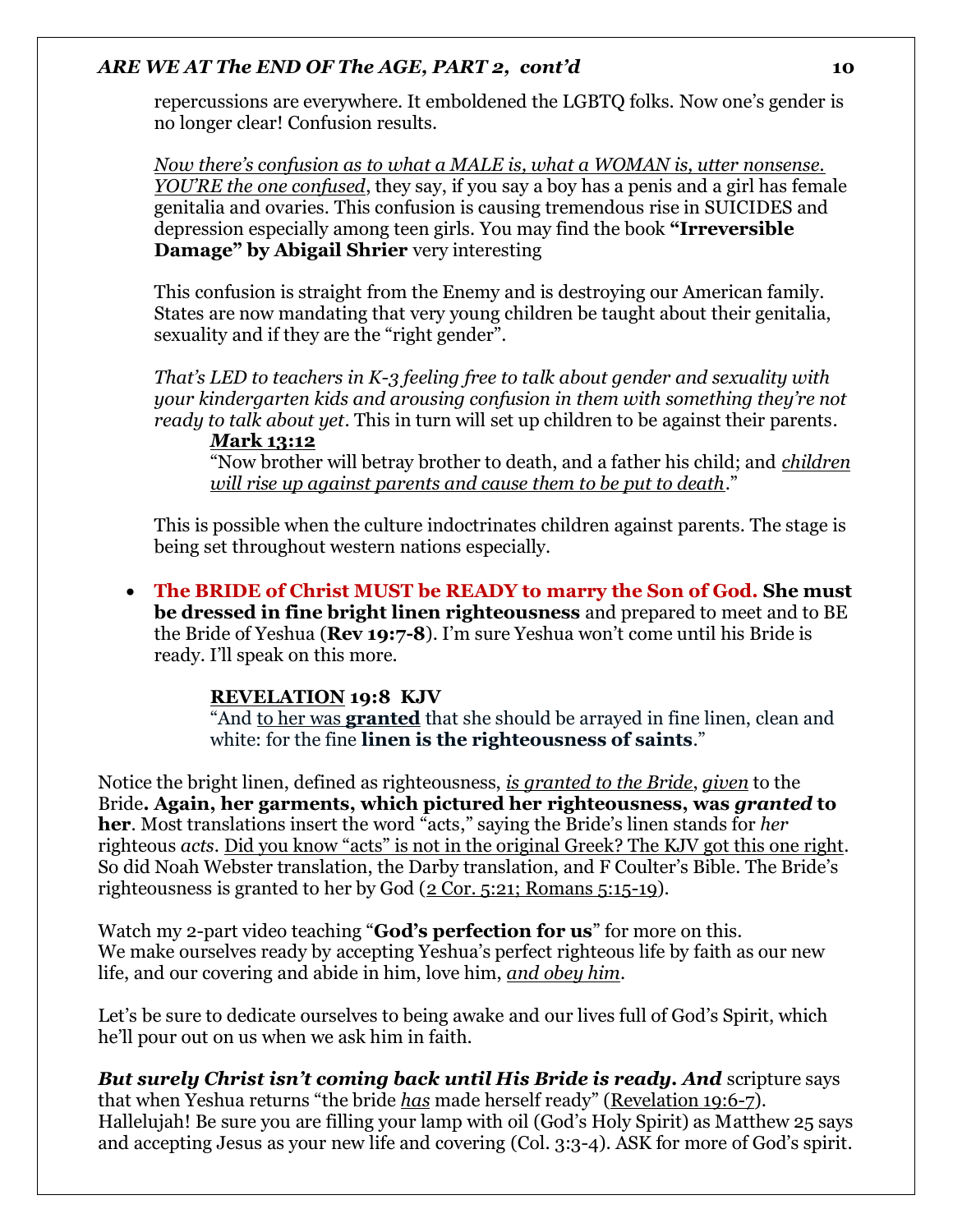repercussions are everywhere. It emboldened the LGBTQ folks. Now one's gender is no longer clear! Confusion results.

<u>*Now there's confusion as to what a MALE is, what a WOMAN is, utter nonsense. YOU'RE the one confused*</u>, they say, if you say a boy has a penis and a girl has female genitalia and ovaries. This confusion is causing tremendous rise in SUICIDES and depression especially among teen girls. You may find the book **"Irreversible Damage" by Abigail Shrier** very interesting

This confusion is straight from the Enemy and is destroying our American family. States are now mandating that very young children be taught about their genitalia, sexuality and if they are the "right gender".

*That's LED to teachers in K-3 feeling free to talk about gender and sexuality with your kindergarten kids and arousing confusion in them with something they're not ready to talk about yet*. This in turn will set up children to be against their parents.

> <u>***M*ark 13:12**</u>
> "Now brother will betray brother to death, and a father his child; and <u>*children will rise up against parents and cause them to be put to death*</u>."

This is possible when the culture indoctrinates children against parents. The stage is being set throughout western nations especially.

- **The BRIDE of Christ MUST be READY to marry the Son of God. She must be dressed in fine bright linen righteousness** and prepared to meet and to BE the Bride of Yeshua (**Rev 19:7-8**). I'm sure Yeshua won't come until his Bride is ready. I'll speak on this more.

> **<u>REVELATION</u> 19:8 KJV**
> "And <u>to her was **granted**</u> that she should be arrayed in fine linen, clean and white: for the fine **linen is the righteousness of saints**."

Notice the bright linen, defined as righteousness, <u>*is granted to the Bride*</u>, <u>*given*</u> to the Bride**. Again, her garments, which pictured her righteousness, was *granted* to her**. Most translations insert the word "acts," saying the Bride's linen stands for *her* righteous *acts*. <u>Did you know "acts" is not in the original Greek? The KJV got this one right</u>. So did Noah Webster translation, the Darby translation, and F Coulter's Bible. The Bride's righteousness is granted to her by God (<u>2 Cor. 5:21; Romans 5:15-19</u>).

Watch my 2-part video teaching "**God's perfection for us**" for more on this.
We make ourselves ready by accepting Yeshua's perfect righteous life by faith as our new life, and our covering and abide in him, love him, <u>*and obey him*</u>.

Let's be sure to dedicate ourselves to being awake and our lives full of God's Spirit, which he'll pour out on us when we ask him in faith.

***But surely Christ isn't coming back until His Bride is ready. And*** scripture says that when Yeshua returns "the bride <u>*has*</u> made herself ready" (<u>Revelation 19:6-7</u>). Hallelujah! Be sure you are filling your lamp with oil (God's Holy Spirit) as Matthew 25 says and accepting Jesus as your new life and covering (Col. 3:3-4). ASK for more of God's spirit.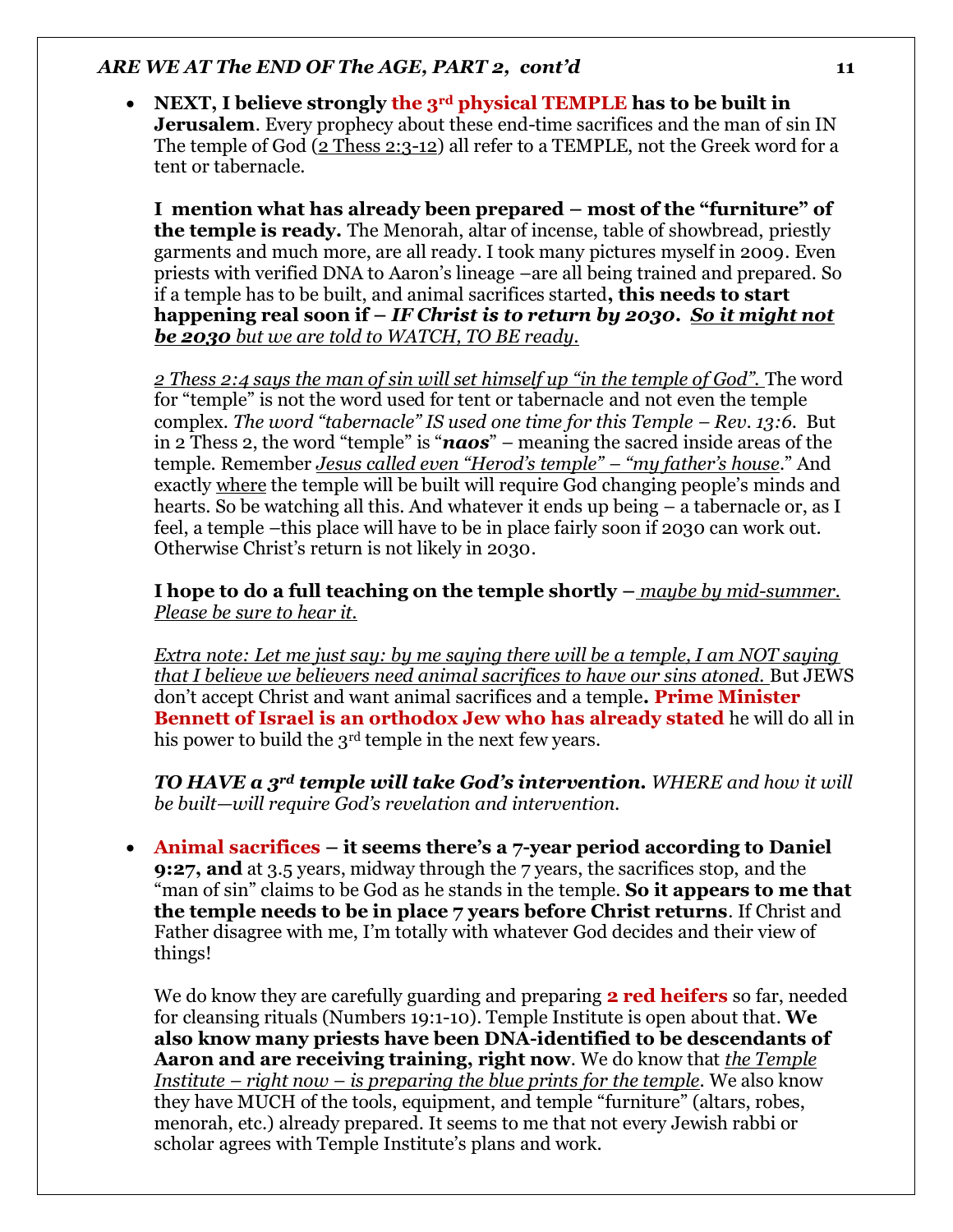- **NEXT, I believe strongly the 3rd physical TEMPLE has to be built in Jerusalem**. Every prophecy about these end-time sacrifices and the man of sin IN The temple of God (2 Thess 2:3-12) all refer to a TEMPLE, not the Greek word for a tent or tabernacle.

  **I mention what has already been prepared – most of the "furniture" of the temple is ready.** The Menorah, altar of incense, table of showbread, priestly garments and much more, are all ready. I took many pictures myself in 2009. Even priests with verified DNA to Aaron's lineage –are all being trained and prepared. So if a temple has to be built, and animal sacrifices started**, this needs to start happening real soon if –** ***IF Christ is to return by 2030***. ***So it might not be 2030** but we are told to WATCH, TO BE ready.*

  *2 Thess 2:4 says the man of sin will set himself up "in the temple of God".* The word for "temple" is not the word used for tent or tabernacle and not even the temple complex. *The word "tabernacle" IS used one time for this Temple – Rev. 13:6.* But in 2 Thess 2, the word "temple" is "***naos***" – meaning the sacred inside areas of the temple. Remember *Jesus called even "Herod's temple" – "my father's house."* And exactly where the temple will be built will require God changing people's minds and hearts. So be watching all this. And whatever it ends up being – a tabernacle or, as I feel, a temple –this place will have to be in place fairly soon if 2030 can work out. Otherwise Christ's return is not likely in 2030.

  **I hope to do a full teaching on the temple shortly –** *maybe by mid-summer. Please be sure to hear it.*

  *Extra note: Let me just say: by me saying there will be a temple, I am NOT saying that I believe we believers need animal sacrifices to have our sins atoned.* But JEWS don't accept Christ and want animal sacrifices and a temple**. Prime Minister Bennett of Israel is an orthodox Jew who has already stated** he will do all in his power to build the 3rd temple in the next few years.

  ***TO HAVE a 3rd temple will take God's intervention.*** *WHERE and how it will be built—will require God's revelation and intervention.*

- **Animal sacrifices – it seems there's a 7-year period according to Daniel 9:27, and** at 3.5 years, midway through the 7 years, the sacrifices stop, and the "man of sin" claims to be God as he stands in the temple. **So it appears to me that the temple needs to be in place 7 years before Christ returns**. If Christ and Father disagree with me, I'm totally with whatever God decides and their view of things!

  We do know they are carefully guarding and preparing **2 red heifers** so far, needed for cleansing rituals (Numbers 19:1-10). Temple Institute is open about that. **We also know many priests have been DNA-identified to be descendants of Aaron and are receiving training, right now**. We do know that *the Temple Institute – right now – is preparing the blue prints for the temple*. We also know they have MUCH of the tools, equipment, and temple "furniture" (altars, robes, menorah, etc.) already prepared. It seems to me that not every Jewish rabbi or scholar agrees with Temple Institute's plans and work.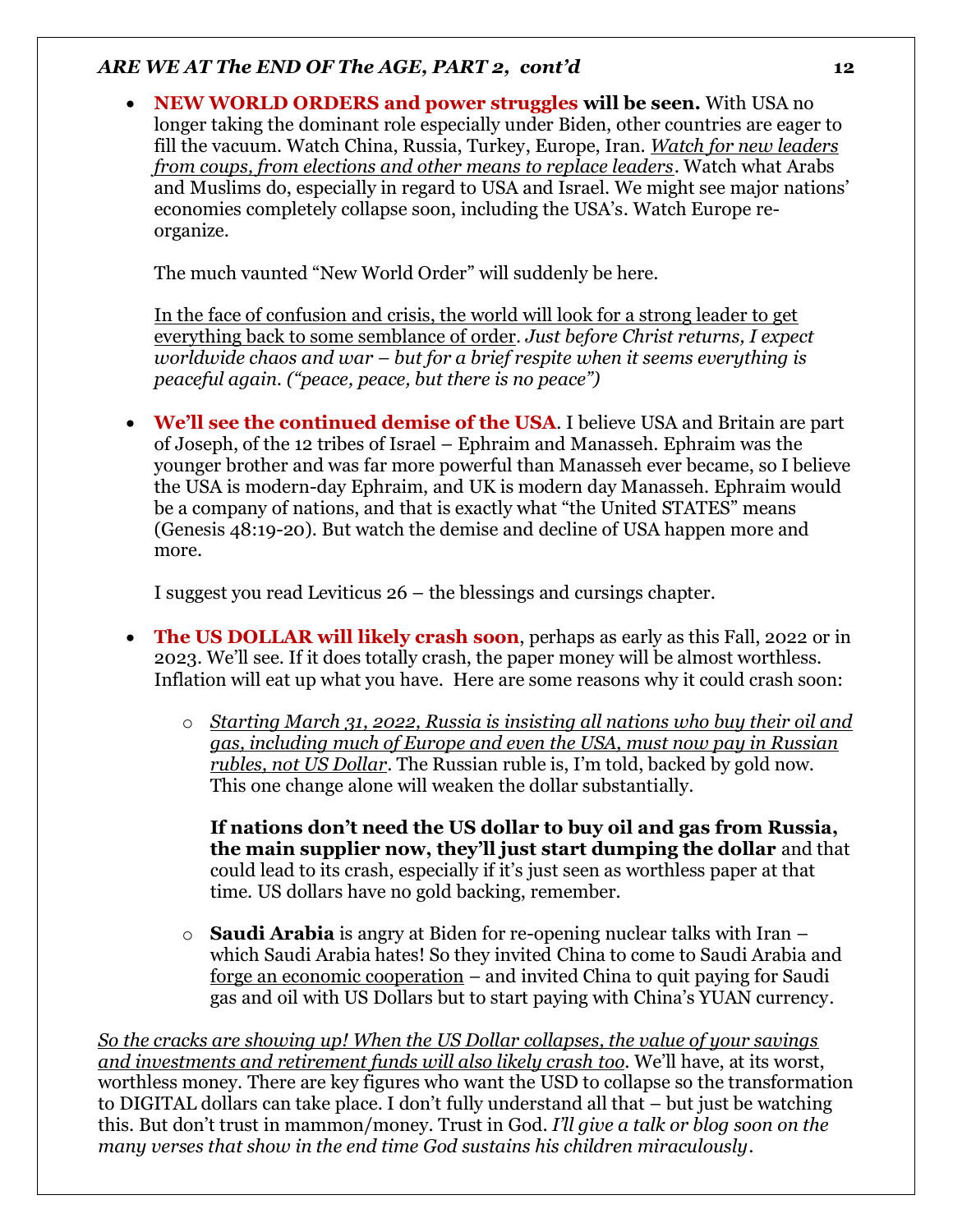- **NEW WORLD ORDERS and power struggles will be seen.** With USA no longer taking the dominant role especially under Biden, other countries are eager to fill the vacuum. Watch China, Russia, Turkey, Europe, Iran. *Watch for new leaders from coups, from elections and other means to replace leaders*. Watch what Arabs and Muslims do, especially in regard to USA and Israel. We might see major nations' economies completely collapse soon, including the USA's. Watch Europe re-organize.

  The much vaunted "New World Order" will suddenly be here.

  In the face of confusion and crisis, the world will look for a strong leader to get everything back to some semblance of order. *Just before Christ returns, I expect worldwide chaos and war – but for a brief respite when it seems everything is peaceful again. ("peace, peace, but there is no peace")*

- **We'll see the continued demise of the USA**. I believe USA and Britain are part of Joseph, of the 12 tribes of Israel – Ephraim and Manasseh. Ephraim was the younger brother and was far more powerful than Manasseh ever became, so I believe the USA is modern-day Ephraim, and UK is modern day Manasseh. Ephraim would be a company of nations, and that is exactly what "the United STATES" means (Genesis 48:19-20). But watch the demise and decline of USA happen more and more.

  I suggest you read Leviticus 26 – the blessings and cursings chapter.

- **The US DOLLAR will likely crash soon**, perhaps as early as this Fall, 2022 or in 2023. We'll see. If it does totally crash, the paper money will be almost worthless. Inflation will eat up what you have. Here are some reasons why it could crash soon:

  - *Starting March 31, 2022, Russia is insisting all nations who buy their oil and gas, including much of Europe and even the USA, must now pay in Russian rubles, not US Dollar*. The Russian ruble is, I'm told, backed by gold now. This one change alone will weaken the dollar substantially.

    **If nations don't need the US dollar to buy oil and gas from Russia, the main supplier now, they'll just start dumping the dollar** and that could lead to its crash, especially if it's just seen as worthless paper at that time. US dollars have no gold backing, remember.

  - **Saudi Arabia** is angry at Biden for re-opening nuclear talks with Iran – which Saudi Arabia hates! So they invited China to come to Saudi Arabia and forge an economic cooperation – and invited China to quit paying for Saudi gas and oil with US Dollars but to start paying with China's YUAN currency.

*So the cracks are showing up! When the US Dollar collapses, the value of your savings and investments and retirement funds will also likely crash too*. We'll have, at its worst, worthless money. There are key figures who want the USD to collapse so the transformation to DIGITAL dollars can take place. I don't fully understand all that – but just be watching this. But don't trust in mammon/money. Trust in God. *I'll give a talk or blog soon on the many verses that show in the end time God sustains his children miraculously*.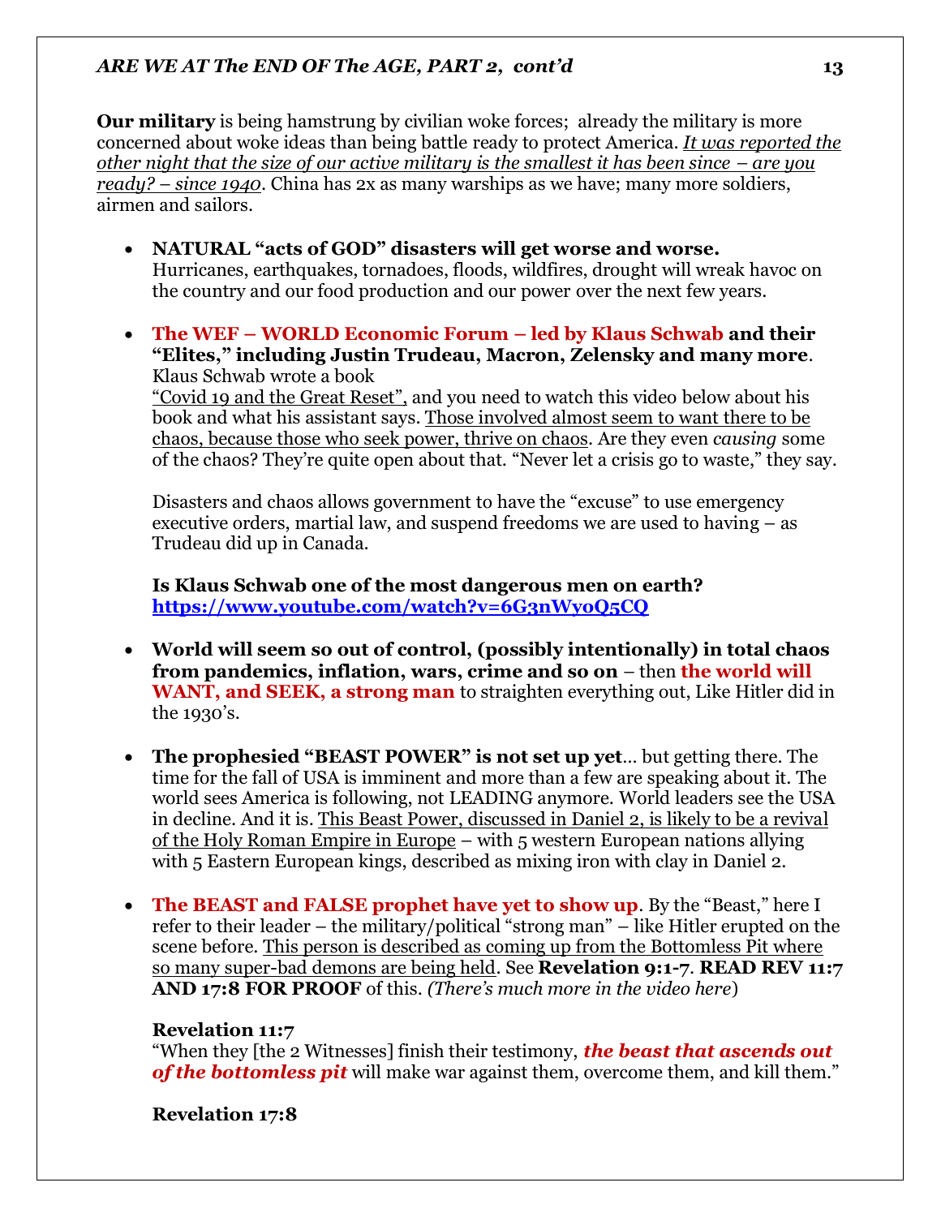**Our military** is being hamstrung by civilian woke forces; already the military is more concerned about woke ideas than being battle ready to protect America. *It was reported the other night that the size of our active military is the smallest it has been since – are you ready? – since 1940*. China has 2x as many warships as we have; many more soldiers, airmen and sailors.

- **NATURAL "acts of GOD" disasters will get worse and worse.**
  Hurricanes, earthquakes, tornadoes, floods, wildfires, drought will wreak havoc on the country and our food production and our power over the next few years.

- **The WEF – WORLD Economic Forum – led by Klaus Schwab and their "Elites," including Justin Trudeau, Macron, Zelensky and many more**. Klaus Schwab wrote a book "Covid 19 and the Great Reset", and you need to watch this video below about his book and what his assistant says. Those involved almost seem to want there to be chaos, because those who seek power, thrive on chaos. Are they even *causing* some of the chaos? They're quite open about that. "Never let a crisis go to waste," they say.

  Disasters and chaos allows government to have the "excuse" to use emergency executive orders, martial law, and suspend freedoms we are used to having – as Trudeau did up in Canada.

  **Is Klaus Schwab one of the most dangerous men on earth?**
  **https://www.youtube.com/watch?v=6G3nWyoQ5CQ**

- **World will seem so out of control, (possibly intentionally) in total chaos from pandemics, inflation, wars, crime and so on** – then **the world will WANT, and SEEK, a strong man** to straighten everything out, Like Hitler did in the 1930's.

- **The prophesied "BEAST POWER" is not set up yet**… but getting there. The time for the fall of USA is imminent and more than a few are speaking about it. The world sees America is following, not LEADING anymore. World leaders see the USA in decline. And it is. This Beast Power, discussed in Daniel 2, is likely to be a revival of the Holy Roman Empire in Europe – with 5 western European nations allying with 5 Eastern European kings, described as mixing iron with clay in Daniel 2.

- **The BEAST and FALSE prophet have yet to show up**. By the "Beast," here I refer to their leader – the military/political "strong man" – like Hitler erupted on the scene before. This person is described as coming up from the Bottomless Pit where so many super-bad demons are being held. See **Revelation 9:1-7**. **READ REV 11:7 AND 17:8 FOR PROOF** of this. *(There's much more in the video here*)

  **Revelation 11:7**
  "When they [the 2 Witnesses] finish their testimony, ***the beast that ascends out of the bottomless pit*** will make war against them, overcome them, and kill them."

  **Revelation 17:8**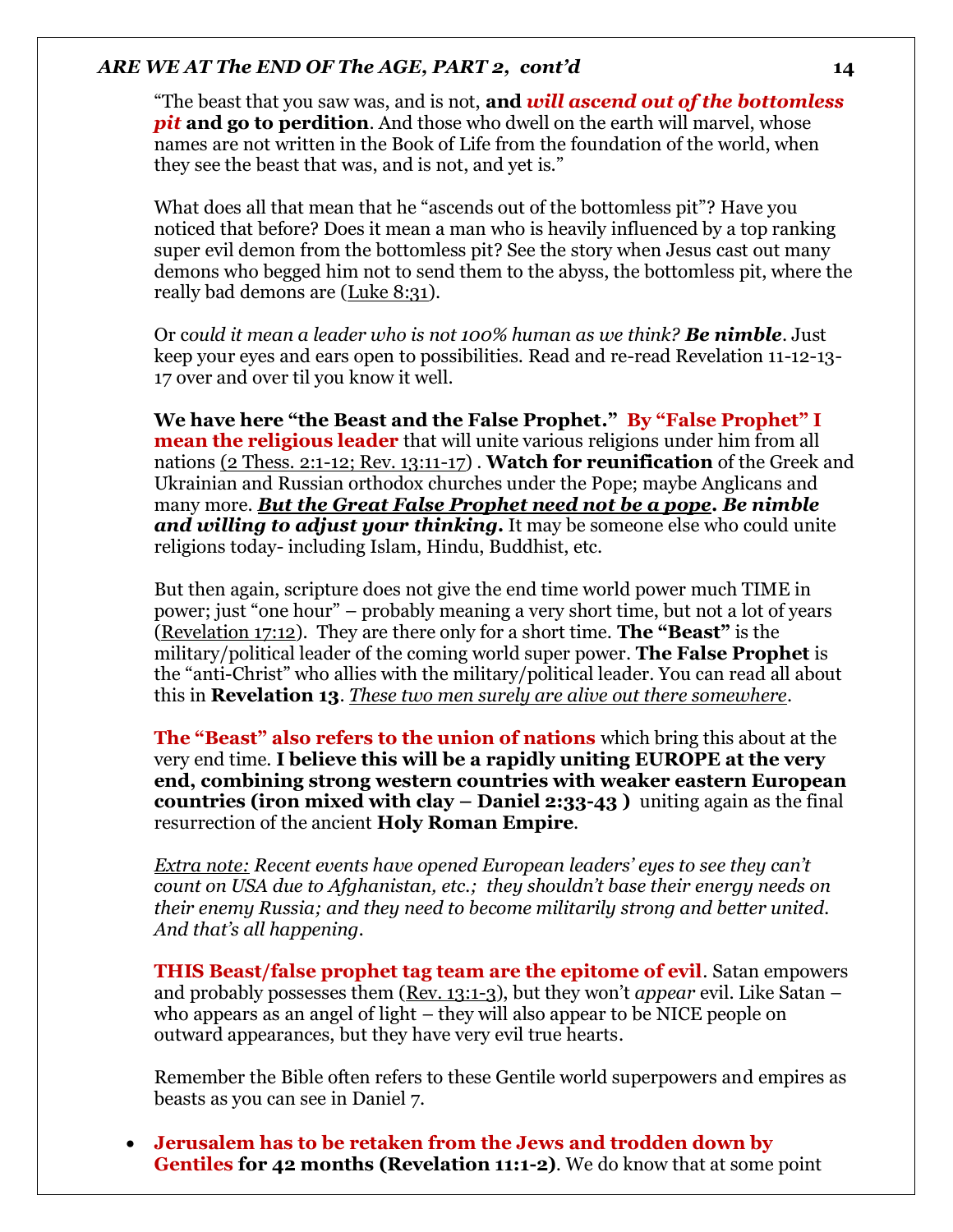"The beast that you saw was, and is not, **and *will ascend out of the bottomless pit* and go to perdition**. And those who dwell on the earth will marvel, whose names are not written in the Book of Life from the foundation of the world, when they see the beast that was, and is not, and yet is."

What does all that mean that he "ascends out of the bottomless pit"? Have you noticed that before? Does it mean a man who is heavily influenced by a top ranking super evil demon from the bottomless pit? See the story when Jesus cast out many demons who begged him not to send them to the abyss, the bottomless pit, where the really bad demons are (Luke 8:31).

Or c*ould it mean a leader who is not 100% human as we think?* ***Be nimble***. Just keep your eyes and ears open to possibilities. Read and re-read Revelation 11-12-13-17 over and over til you know it well.

**We have here "the Beast and the False Prophet." By "False Prophet" I mean the religious leader** that will unite various religions under him from all nations (2 Thess. 2:1-12; Rev. 13:11-17) . **Watch for reunification** of the Greek and Ukrainian and Russian orthodox churches under the Pope; maybe Anglicans and many more. ***But the Great False Prophet need not be a pope. Be nimble and willing to adjust your thinking.*** It may be someone else who could unite religions today- including Islam, Hindu, Buddhist, etc.

But then again, scripture does not give the end time world power much TIME in power; just "one hour" – probably meaning a very short time, but not a lot of years (Revelation 17:12). They are there only for a short time. **The "Beast"** is the military/political leader of the coming world super power. **The False Prophet** is the "anti-Christ" who allies with the military/political leader. You can read all about this in **Revelation 13**. *These two men surely are alive out there somewhere*.

**The "Beast" also refers to the union of nations** which bring this about at the very end time. **I believe this will be a rapidly uniting EUROPE at the very end, combining strong western countries with weaker eastern European countries (iron mixed with clay – Daniel 2:33-43 )** uniting again as the final resurrection of the ancient **Holy Roman Empire**.

*Extra note: Recent events have opened European leaders' eyes to see they can't count on USA due to Afghanistan, etc.; they shouldn't base their energy needs on their enemy Russia; and they need to become militarily strong and better united. And that's all happening.*

**THIS Beast/false prophet tag team are the epitome of evil**. Satan empowers and probably possesses them (Rev. 13:1-3), but they won't *appear* evil. Like Satan – who appears as an angel of light – they will also appear to be NICE people on outward appearances, but they have very evil true hearts.

Remember the Bible often refers to these Gentile world superpowers and empires as beasts as you can see in Daniel 7.

- **Jerusalem has to be retaken from the Jews and trodden down by Gentiles for 42 months (Revelation 11:1-2)**. We do know that at some point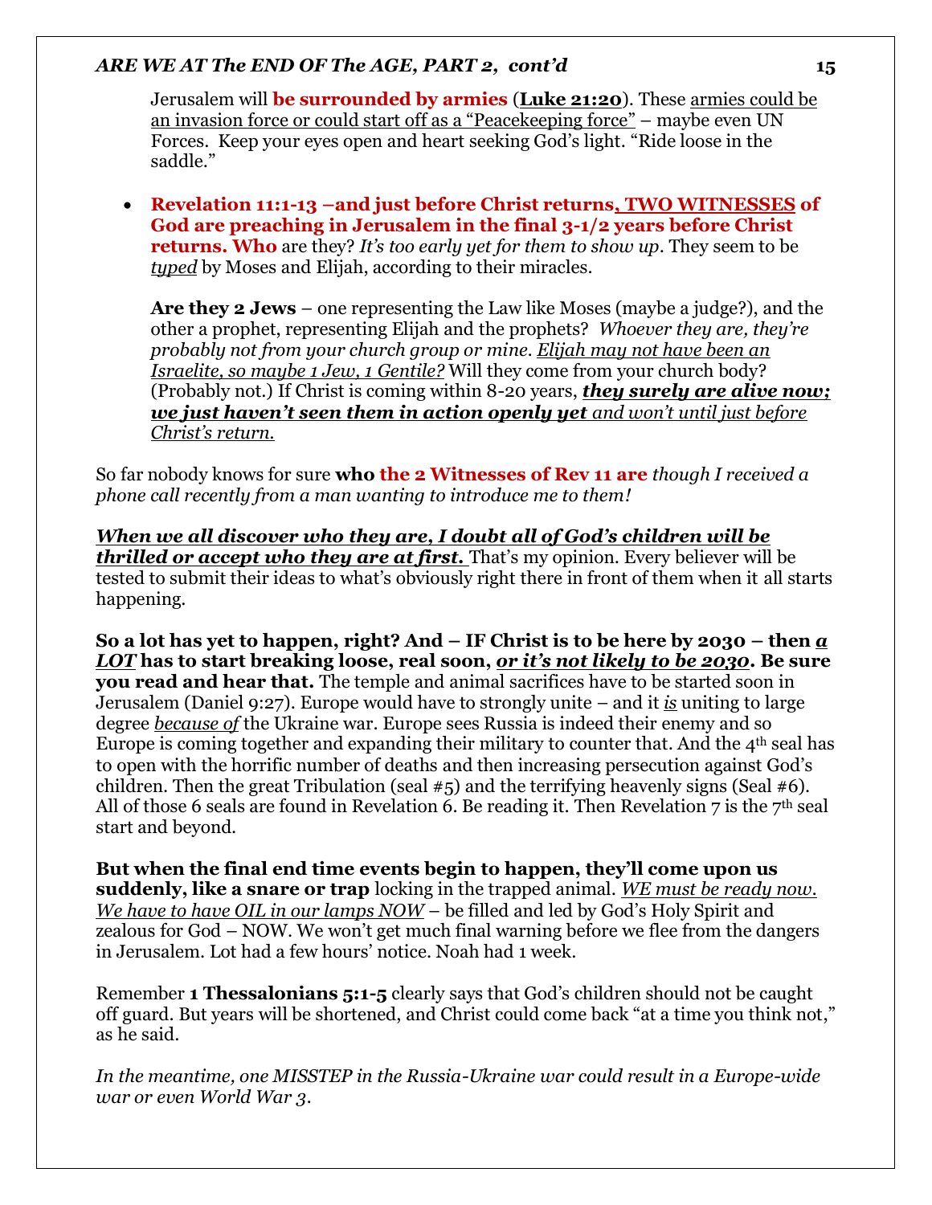Jerusalem will **be surrounded by armies** (**Luke 21:20**). These armies could be an invasion force or could start off as a "Peacekeeping force" – maybe even UN Forces. Keep your eyes open and heart seeking God's light. "Ride loose in the saddle."

- **Revelation 11:1-13 –and just before Christ returns, TWO WITNESSES of God are preaching in Jerusalem in the final 3-1/2 years before Christ returns. Who** are they? *It's too early yet for them to show up*. They seem to be ***typed*** by Moses and Elijah, according to their miracles.

  **Are they 2 Jews** – one representing the Law like Moses (maybe a judge?), and the other a prophet, representing Elijah and the prophets? *Whoever they are, they're probably not from your church group or mine. Elijah may not have been an Israelite, so maybe 1 Jew, 1 Gentile?* Will they come from your church body? (Probably not.) If Christ is coming within 8-20 years, ***they surely are alive now; we just haven't seen them in action openly yet** and won't until just before Christ's return.*

So far nobody knows for sure **who the 2 Witnesses of Rev 11 are** *though I received a phone call recently from a man wanting to introduce me to them!*

***When we all discover who they are, I doubt all of God's children will be thrilled or accept who they are at first.*** That's my opinion. Every believer will be tested to submit their ideas to what's obviously right there in front of them when it all starts happening.

**So a lot has yet to happen, right? And – IF Christ is to be here by 2030 – then *a LOT* has to start breaking loose, real soon, *or it's not likely to be 2030*. Be sure you read and hear that.** The temple and animal sacrifices have to be started soon in Jerusalem (Daniel 9:27). Europe would have to strongly unite – and it *is* uniting to large degree *because of* the Ukraine war. Europe sees Russia is indeed their enemy and so Europe is coming together and expanding their military to counter that. And the 4th seal has to open with the horrific number of deaths and then increasing persecution against God's children. Then the great Tribulation (seal #5) and the terrifying heavenly signs (Seal #6). All of those 6 seals are found in Revelation 6. Be reading it. Then Revelation 7 is the 7th seal start and beyond.

**But when the final end time events begin to happen, they'll come upon us suddenly, like a snare or trap** locking in the trapped animal. *WE must be ready now. We have to have OIL in our lamps NOW* – be filled and led by God's Holy Spirit and zealous for God – NOW. We won't get much final warning before we flee from the dangers in Jerusalem. Lot had a few hours' notice. Noah had 1 week.

Remember **1 Thessalonians 5:1-5** clearly says that God's children should not be caught off guard. But years will be shortened, and Christ could come back "at a time you think not," as he said.

*In the meantime, one MISSTEP in the Russia-Ukraine war could result in a Europe-wide war or even World War 3.*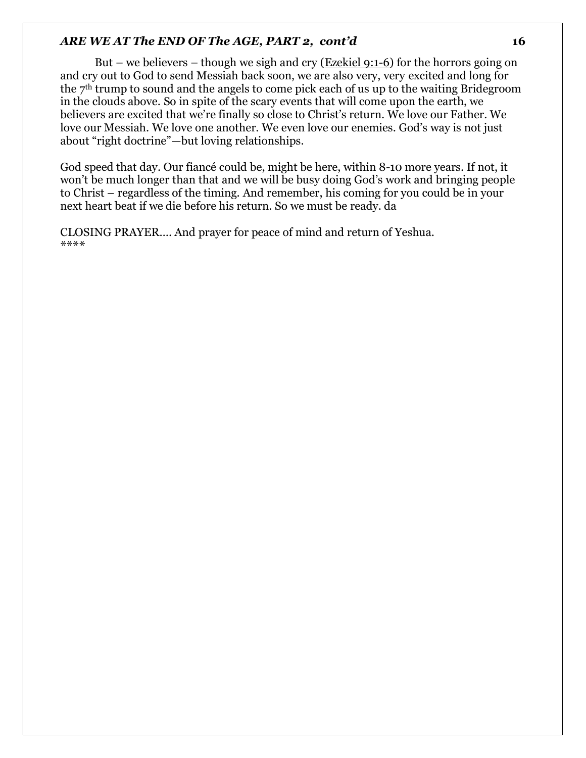But – we believers – though we sigh and cry (Ezekiel 9:1-6) for the horrors going on and cry out to God to send Messiah back soon, we are also very, very excited and long for the 7th trump to sound and the angels to come pick each of us up to the waiting Bridegroom in the clouds above. So in spite of the scary events that will come upon the earth, we believers are excited that we're finally so close to Christ's return. We love our Father. We love our Messiah. We love one another. We even love our enemies. God's way is not just about "right doctrine"—but loving relationships.

God speed that day. Our fiancé could be, might be here, within 8-10 more years. If not, it won't be much longer than that and we will be busy doing God's work and bringing people to Christ – regardless of the timing. And remember, his coming for you could be in your next heart beat if we die before his return. So we must be ready. da

CLOSING PRAYER.... And prayer for peace of mind and return of Yeshua.
****